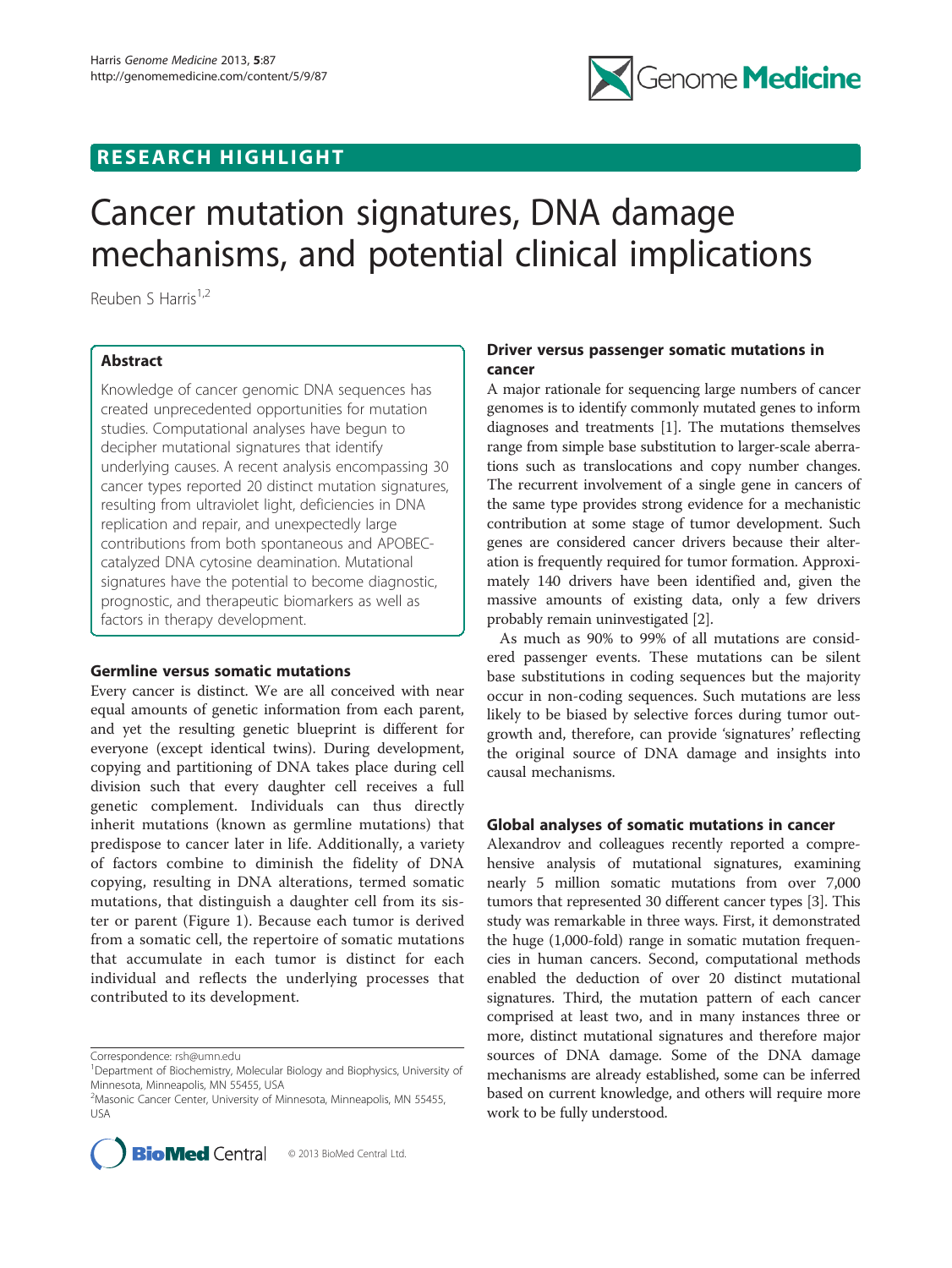## RESEARCH HIGHLIGHT

# Cancer mutation signatures, DNA damage mechanisms, and potential clinical implications

Reuben S Harris[1,2]

### Abstract

Knowledge of cancer genomic DNA sequences has created unprecedented opportunities for mutation studies. Computational analyses have begun to decipher mutational signatures that identify underlying causes. A recent analysis encompassing 30 cancer types reported 20 distinct mutation signatures, resulting from ultraviolet light, deficiencies in DNA replication and repair, and unexpectedly large contributions from both spontaneous and APOBEC-catalyzed DNA cytosine deamination. Mutational signatures have the potential to become diagnostic, prognostic, and therapeutic biomarkers as well as factors in therapy development.

## Germline versus somatic mutations

Every cancer is distinct. We are all conceived with near equal amounts of genetic information from each parent, and yet the resulting genetic blueprint is different for everyone (except identical twins). During development, copying and partitioning of DNA takes place during cell division such that every daughter cell receives a full genetic complement. Individuals can thus directly inherit mutations (known as germline mutations) that predispose to cancer later in life. Additionally, a variety of factors combine to diminish the fidelity of DNA copying, resulting in DNA alterations, termed somatic mutations, that distinguish a daughter cell from its sister or parent (Figure 1). Because each tumor is derived from a somatic cell, the repertoire of somatic mutations that accumulate in each tumor is distinct for each individual and reflects the underlying processes that contributed to its development.

Correspondence: rsh@umn.edu

[1]Department of Biochemistry, Molecular Biology and Biophysics, University of Minnesota, Minneapolis, MN 55455, USA

[2]Masonic Cancer Center, University of Minnesota, Minneapolis, MN 55455, USA

© 2013 BioMed Central Ltd.

## Driver versus passenger somatic mutations in cancer

A major rationale for sequencing large numbers of cancer genomes is to identify commonly mutated genes to inform diagnoses and treatments [1]. The mutations themselves range from simple base substitution to larger-scale aberrations such as translocations and copy number changes. The recurrent involvement of a single gene in cancers of the same type provides strong evidence for a mechanistic contribution at some stage of tumor development. Such genes are considered cancer drivers because their alteration is frequently required for tumor formation. Approximately 140 drivers have been identified and, given the massive amounts of existing data, only a few drivers probably remain uninvestigated [2].

As much as 90% to 99% of all mutations are considered passenger events. These mutations can be silent base substitutions in coding sequences but the majority occur in non-coding sequences. Such mutations are less likely to be biased by selective forces during tumor outgrowth and, therefore, can provide 'signatures' reflecting the original source of DNA damage and insights into causal mechanisms.

## Global analyses of somatic mutations in cancer

Alexandrov and colleagues recently reported a comprehensive analysis of mutational signatures, examining nearly 5 million somatic mutations from over 7,000 tumors that represented 30 different cancer types [3]. This study was remarkable in three ways. First, it demonstrated the huge (1,000-fold) range in somatic mutation frequencies in human cancers. Second, computational methods enabled the deduction of over 20 distinct mutational signatures. Third, the mutation pattern of each cancer comprised at least two, and in many instances three or more, distinct mutational signatures and therefore major sources of DNA damage. Some of the DNA damage mechanisms are already established, some can be inferred based on current knowledge, and others will require more work to be fully understood.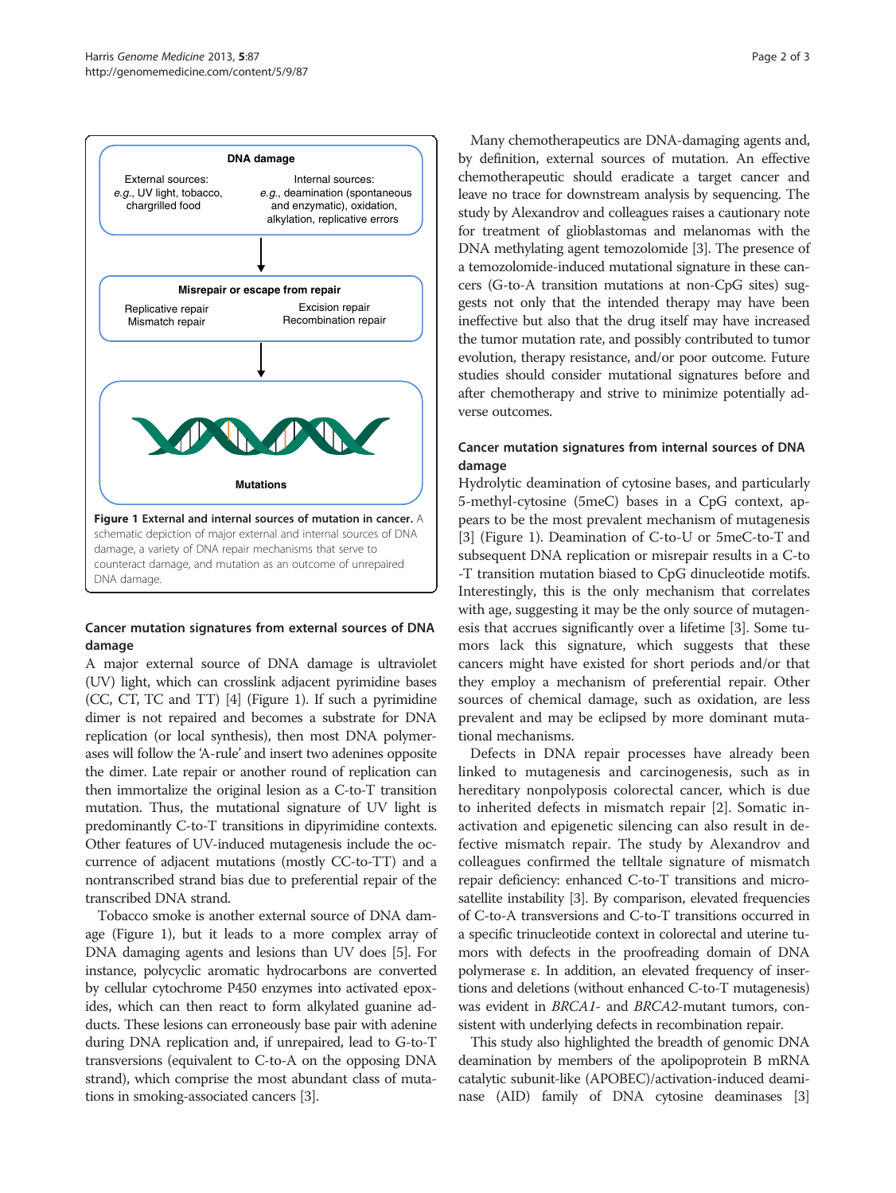DNA damage

External sources: *e.g.*, UV light, tobacco, chargrilled food

Internal sources: *e.g.*, deamination (spontaneous and enzymatic), oxidation, alkylation, replicative errors

Misrepair or escape from repair

Replicative repair
Mismatch repair

Excision repair
Recombination repair

Mutations

**Figure 1 External and internal sources of mutation in cancer.** A schematic depiction of major external and internal sources of DNA damage, a variety of DNA repair mechanisms that serve to counteract damage, and mutation as an outcome of unrepaired DNA damage.

## Cancer mutation signatures from external sources of DNA damage

A major external source of DNA damage is ultraviolet (UV) light, which can crosslink adjacent pyrimidine bases (CC, CT, TC and TT) [4] (Figure 1). If such a pyrimidine dimer is not repaired and becomes a substrate for DNA replication (or local synthesis), then most DNA polymerases will follow the 'A-rule' and insert two adenines opposite the dimer. Late repair or another round of replication can then immortalize the original lesion as a C-to-T transition mutation. Thus, the mutational signature of UV light is predominantly C-to-T transitions in dipyrimidine contexts. Other features of UV-induced mutagenesis include the occurrence of adjacent mutations (mostly CC-to-TT) and a nontranscribed strand bias due to preferential repair of the transcribed DNA strand.

Tobacco smoke is another external source of DNA damage (Figure 1), but it leads to a more complex array of DNA damaging agents and lesions than UV does [5]. For instance, polycyclic aromatic hydrocarbons are converted by cellular cytochrome P450 enzymes into activated epoxides, which can then react to form alkylated guanine adducts. These lesions can erroneously base pair with adenine during DNA replication and, if unrepaired, lead to G-to-T transversions (equivalent to C-to-A on the opposing DNA strand), which comprise the most abundant class of mutations in smoking-associated cancers [3].

Many chemotherapeutics are DNA-damaging agents and, by definition, external sources of mutation. An effective chemotherapeutic should eradicate a target cancer and leave no trace for downstream analysis by sequencing. The study by Alexandrov and colleagues raises a cautionary note for treatment of glioblastomas and melanomas with the DNA methylating agent temozolomide [3]. The presence of a temozolomide-induced mutational signature in these cancers (G-to-A transition mutations at non-CpG sites) suggests not only that the intended therapy may have been ineffective but also that the drug itself may have increased the tumor mutation rate, and possibly contributed to tumor evolution, therapy resistance, and/or poor outcome. Future studies should consider mutational signatures before and after chemotherapy and strive to minimize potentially adverse outcomes.

## Cancer mutation signatures from internal sources of DNA damage

Hydrolytic deamination of cytosine bases, and particularly 5-methyl-cytosine (5meC) bases in a CpG context, appears to be the most prevalent mechanism of mutagenesis [3] (Figure 1). Deamination of C-to-U or 5meC-to-T and subsequent DNA replication or misrepair results in a C-to-T transition mutation biased to CpG dinucleotide motifs. Interestingly, this is the only mechanism that correlates with age, suggesting it may be the only source of mutagenesis that accrues significantly over a lifetime [3]. Some tumors lack this signature, which suggests that these cancers might have existed for short periods and/or that they employ a mechanism of preferential repair. Other sources of chemical damage, such as oxidation, are less prevalent and may be eclipsed by more dominant mutational mechanisms.

Defects in DNA repair processes have already been linked to mutagenesis and carcinogenesis, such as in hereditary nonpolyposis colorectal cancer, which is due to inherited defects in mismatch repair [2]. Somatic inactivation and epigenetic silencing can also result in defective mismatch repair. The study by Alexandrov and colleagues confirmed the telltale signature of mismatch repair deficiency: enhanced C-to-T transitions and microsatellite instability [3]. By comparison, elevated frequencies of C-to-A transversions and C-to-T transitions occurred in a specific trinucleotide context in colorectal and uterine tumors with defects in the proofreading domain of DNA polymerase ε. In addition, an elevated frequency of insertions and deletions (without enhanced C-to-T mutagenesis) was evident in *BRCA1*- and *BRCA2*-mutant tumors, consistent with underlying defects in recombination repair.

This study also highlighted the breadth of genomic DNA deamination by members of the apolipoprotein B mRNA catalytic subunit-like (APOBEC)/activation-induced deaminase (AID) family of DNA cytosine deaminases [3]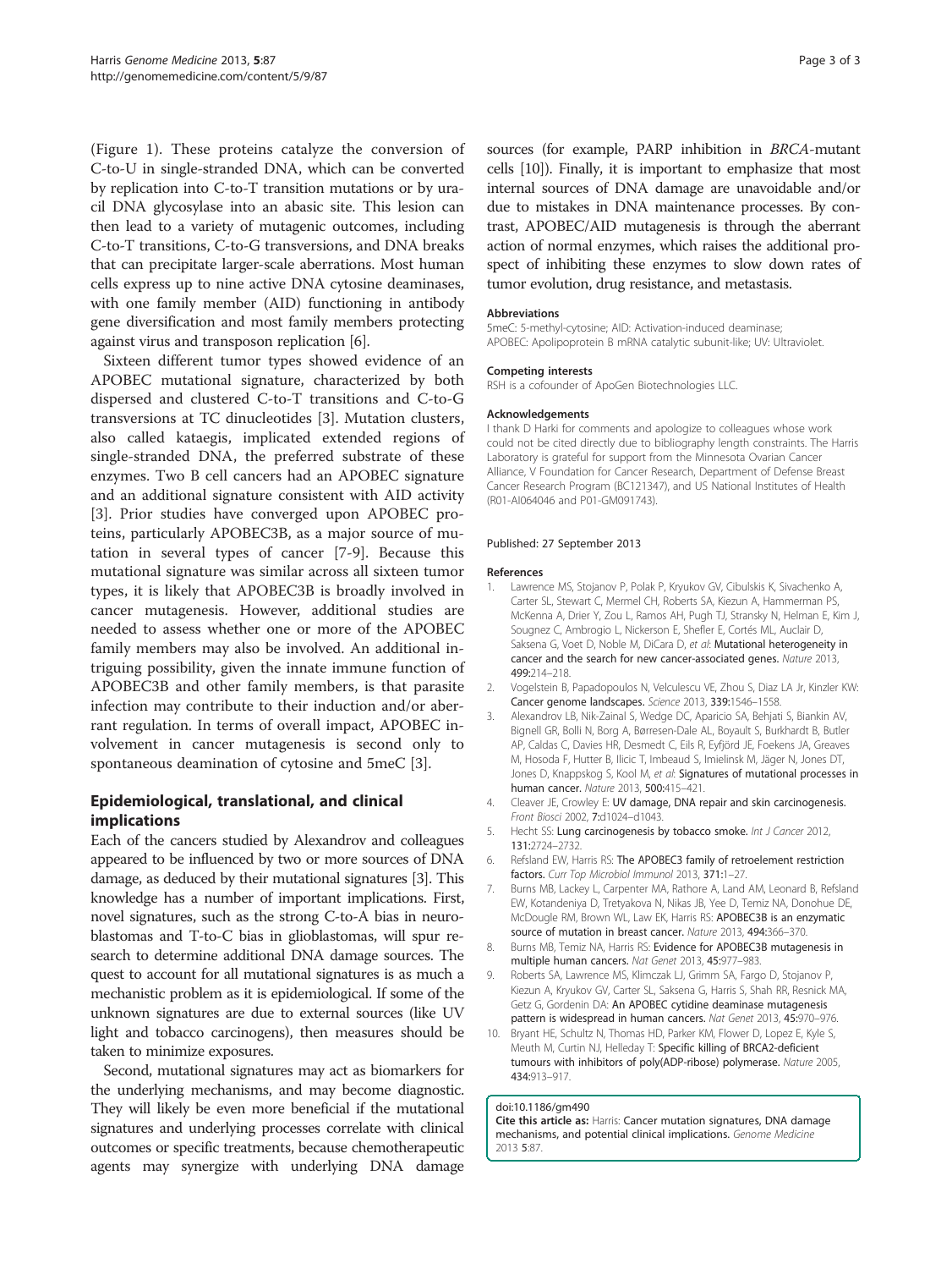(Figure 1). These proteins catalyze the conversion of C-to-U in single-stranded DNA, which can be converted by replication into C-to-T transition mutations or by uracil DNA glycosylase into an abasic site. This lesion can then lead to a variety of mutagenic outcomes, including C-to-T transitions, C-to-G transversions, and DNA breaks that can precipitate larger-scale aberrations. Most human cells express up to nine active DNA cytosine deaminases, with one family member (AID) functioning in antibody gene diversification and most family members protecting against virus and transposon replication [6].

Sixteen different tumor types showed evidence of an APOBEC mutational signature, characterized by both dispersed and clustered C-to-T transitions and C-to-G transversions at TC dinucleotides [3]. Mutation clusters, also called kataegis, implicated extended regions of single-stranded DNA, the preferred substrate of these enzymes. Two B cell cancers had an APOBEC signature and an additional signature consistent with AID activity [3]. Prior studies have converged upon APOBEC proteins, particularly APOBEC3B, as a major source of mutation in several types of cancer [7-9]. Because this mutational signature was similar across all sixteen tumor types, it is likely that APOBEC3B is broadly involved in cancer mutagenesis. However, additional studies are needed to assess whether one or more of the APOBEC family members may also be involved. An additional intriguing possibility, given the innate immune function of APOBEC3B and other family members, is that parasite infection may contribute to their induction and/or aberrant regulation. In terms of overall impact, APOBEC involvement in cancer mutagenesis is second only to spontaneous deamination of cytosine and 5meC [3].

## Epidemiological, translational, and clinical implications

Each of the cancers studied by Alexandrov and colleagues appeared to be influenced by two or more sources of DNA damage, as deduced by their mutational signatures [3]. This knowledge has a number of important implications. First, novel signatures, such as the strong C-to-A bias in neuroblastomas and T-to-C bias in glioblastomas, will spur research to determine additional DNA damage sources. The quest to account for all mutational signatures is as much a mechanistic problem as it is epidemiological. If some of the unknown signatures are due to external sources (like UV light and tobacco carcinogens), then measures should be taken to minimize exposures.

Second, mutational signatures may act as biomarkers for the underlying mechanisms, and may become diagnostic. They will likely be even more beneficial if the mutational signatures and underlying processes correlate with clinical outcomes or specific treatments, because chemotherapeutic agents may synergize with underlying DNA damage sources (for example, PARP inhibition in *BRCA*-mutant cells [10]). Finally, it is important to emphasize that most internal sources of DNA damage are unavoidable and/or due to mistakes in DNA maintenance processes. By contrast, APOBEC/AID mutagenesis is through the aberrant action of normal enzymes, which raises the additional prospect of inhibiting these enzymes to slow down rates of tumor evolution, drug resistance, and metastasis.

#### Abbreviations

5meC: 5-methyl-cytosine; AID: Activation-induced deaminase; APOBEC: Apolipoprotein B mRNA catalytic subunit-like; UV: Ultraviolet.

#### Competing interests

RSH is a cofounder of ApoGen Biotechnologies LLC.

#### Acknowledgements

I thank D Harki for comments and apologize to colleagues whose work could not be cited directly due to bibliography length constraints. The Harris Laboratory is grateful for support from the Minnesota Ovarian Cancer Alliance, V Foundation for Cancer Research, Department of Defense Breast Cancer Research Program (BC121347), and US National Institutes of Health (R01-AI064046 and P01-GM091743).

Published: 27 September 2013

#### References

1. Lawrence MS, Stojanov P, Polak P, Kryukov GV, Cibulskis K, Sivachenko A, Carter SL, Stewart C, Mermel CH, Roberts SA, Kiezun A, Hammerman PS, McKenna A, Drier Y, Zou L, Ramos AH, Pugh TJ, Stransky N, Helman E, Kim J, Sougnez C, Ambrogio L, Nickerson E, Shefler E, Cortés ML, Auclair D, Saksena G, Voet D, Noble M, DiCara D, *et al*: **Mutational heterogeneity in cancer and the search for new cancer-associated genes.** *Nature* 2013, **499:**214–218.
2. Vogelstein B, Papadopoulos N, Velculescu VE, Zhou S, Diaz LA Jr, Kinzler KW: **Cancer genome landscapes.** *Science* 2013, **339:**1546–1558.
3. Alexandrov LB, Nik-Zainal S, Wedge DC, Aparicio SA, Behjati S, Biankin AV, Bignell GR, Bolli N, Borg A, Børresen-Dale AL, Boyault S, Burkhardt B, Butler AP, Caldas C, Davies HR, Desmedt C, Eils R, Eyfjörd JE, Foekens JA, Greaves M, Hosoda F, Hutter B, Ilicic T, Imbeaud S, Imielinsk M, Jäger N, Jones DT, Jones D, Knappskog S, Kool M, *et al*: **Signatures of mutational processes in human cancer.** *Nature* 2013, **500:**415–421.
4. Cleaver JE, Crowley E: **UV damage, DNA repair and skin carcinogenesis.** *Front Biosci* 2002, **7:**d1024–d1043.
5. Hecht SS: **Lung carcinogenesis by tobacco smoke.** *Int J Cancer* 2012, **131:**2724–2732.
6. Refsland EW, Harris RS: **The APOBEC3 family of retroelement restriction factors.** *Curr Top Microbiol Immunol* 2013, **371:**1–27.
7. Burns MB, Lackey L, Carpenter MA, Rathore A, Land AM, Leonard B, Refsland EW, Kotandeniya D, Tretyakova N, Nikas JB, Yee D, Temiz NA, Donohue DE, McDougle RM, Brown WL, Law EK, Harris RS: **APOBEC3B is an enzymatic source of mutation in breast cancer.** *Nature* 2013, **494:**366–370.
8. Burns MB, Temiz NA, Harris RS: **Evidence for APOBEC3B mutagenesis in multiple human cancers.** *Nat Genet* 2013, **45:**977–983.
9. Roberts SA, Lawrence MS, Klimczak LJ, Grimm SA, Fargo D, Stojanov P, Kiezun A, Kryukov GV, Carter SL, Saksena G, Harris S, Shah RR, Resnick MA, Getz G, Gordenin DA: **An APOBEC cytidine deaminase mutagenesis pattern is widespread in human cancers.** *Nat Genet* 2013, **45:**970–976.
10. Bryant HE, Schultz N, Thomas HD, Parker KM, Flower D, Lopez E, Kyle S, Meuth M, Curtin NJ, Helleday T: **Specific killing of BRCA2-deficient tumours with inhibitors of poly(ADP-ribose) polymerase.** *Nature* 2005, **434:**913–917.

doi:10.1186/gm490

**Cite this article as:** Harris: Cancer mutation signatures, DNA damage mechanisms, and potential clinical implications. *Genome Medicine* 2013 **5**:87.